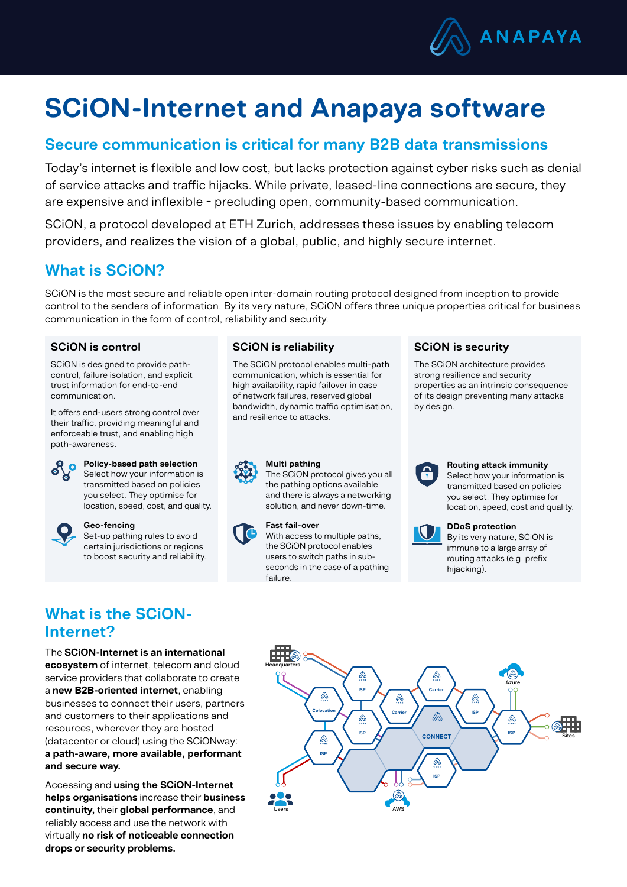ANAPAYA

# SCiON-Internet and Anapaya software

## Secure communication is critical for many B2B data transmissions

Today's internet is flexible and low cost, but lacks protection against cyber risks such as denial of service attacks and traffic hijacks. While private, leased-line connections are secure, they are expensive and inflexible - precluding open, community-based communication.

SCiON, a protocol developed at ETH Zurich, addresses these issues by enabling telecom providers, and realizes the vision of a global, public, and highly secure internet.

## What is SCiON?

SCiON is the most secure and reliable open inter-domain routing protocol designed from inception to provide control to the senders of information. By its very nature, SCiON offers three unique properties critical for business communication in the form of control, reliability and security.

### SCiON is control

SCiON is designed to provide path-control, failure isolation, and explicit trust information for end-to-end communication.

It offers end-users strong control over their traffic, providing meaningful and enforceable trust, and enabling high path-awareness.

**Policy-based path selection**
Select how your information is transmitted based on policies you select. They optimise for location, speed, cost, and quality.

**Geo-fencing**
Set-up pathing rules to avoid certain jurisdictions or regions to boost security and reliability.

### SCiON is reliability

The SCiON protocol enables multi-path communication, which is essential for high availability, rapid failover in case of network failures, reserved global bandwidth, dynamic traffic optimisation, and resilience to attacks.

**Multi pathing**
The SCiON protocol gives you all the pathing options available and there is always a networking solution, and never down-time.

**Fast fail-over**
With access to multiple paths, the SCiON protocol enables users to switch paths in sub-seconds in the case of a pathing failure.

### SCiON is security

The SCiON architecture provides strong resilience and security properties as an intrinsic consequence of its design preventing many attacks by design.

**Routing attack immunity**
Select how your information is transmitted based on policies you select. They optimise for location, speed, cost and quality.

**DDoS protection**
By its very nature, SCiON is immune to a large array of routing attacks (e.g. prefix hijacking).

## What is the SCiON-Internet?

The **SCiON-Internet is an international ecosystem** of internet, telecom and cloud service providers that collaborate to create a **new B2B-oriented internet**, enabling businesses to connect their users, partners and customers to their applications and resources, wherever they are hosted (datacenter or cloud) using the SCiONway: **a path-aware, more available, performant and secure way.**

Accessing and **using the SCiON-Internet helps organisations** increase their **business continuity,** their **global performance,** and reliably access and use the network with virtually **no risk of noticeable connection drops or security problems.**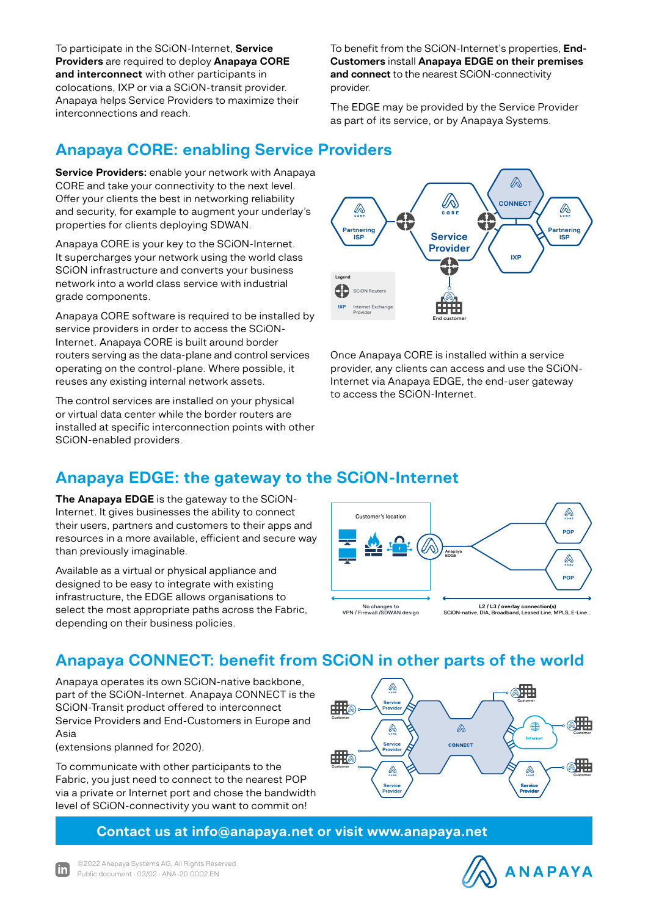To participate in the SCiON-Internet, **Service Providers** are required to deploy **Anapaya CORE and interconnect** with other participants in colocations, IXP or via a SCiON-transit provider. Anapaya helps Service Providers to maximize their interconnections and reach.

To benefit from the SCiON-Internet's properties, **End-Customers** install **Anapaya EDGE on their premises and connect** to the nearest SCiON-connectivity provider.

The EDGE may be provided by the Service Provider as part of its service, or by Anapaya Systems.

## Anapaya CORE: enabling Service Providers

**Service Providers:** enable your network with Anapaya CORE and take your connectivity to the next level. Offer your clients the best in networking reliability and security, for example to augment your underlay's properties for clients deploying SDWAN.

Anapaya CORE is your key to the SCiON-Internet. It supercharges your network using the world class SCiON infrastructure and converts your business network into a world class service with industrial grade components.

Anapaya CORE software is required to be installed by service providers in order to access the SCiON-Internet. Anapaya CORE is built around border routers serving as the data-plane and control services operating on the control-plane. Where possible, it reuses any existing internal network assets.

The control services are installed on your physical or virtual data center while the border routers are installed at specific interconnection points with other SCiON-enabled providers.

CORE
Partnering ISP
CORE
Service Provider
CONNECT
CORE
Partnering ISP
IXP
Legend:
SCiON Routers
IXP Internet Exchange Provider
End customer

Once Anapaya CORE is installed within a service provider, any clients can access and use the SCiON-Internet via Anapaya EDGE, the end-user gateway to access the SCiON-Internet.

## Anapaya EDGE: the gateway to the SCiON-Internet

**The Anapaya EDGE** is the gateway to the SCiON-Internet. It gives businesses the ability to connect their users, partners and customers to their apps and resources in a more available, efficient and secure way than previously imaginable.

Available as a virtual or physical appliance and designed to be easy to integrate with existing infrastructure, the EDGE allows organisations to select the most appropriate paths across the Fabric, depending on their business policies.

Customer's location
Anapaya EDGE
CORE
POP
CORE
POP
No changes to VPN / Firewall /SDWAN design
L2 / L3 / overlay connection(s)
SCION-native, DIA, Broadband, Leased Line, MPLS, E-Line...

## Anapaya CONNECT: benefit from SCiON in other parts of the world

Anapaya operates its own SCiON-native backbone, part of the SCiON-Internet. Anapaya CONNECT is the SCiON-Transit product offered to interconnect Service Providers and End-Customers in Europe and Asia
(extensions planned for 2020).

To communicate with other participants to the Fabric, you just need to connect to the nearest POP via a private or Internet port and chose the bandwidth level of SCiON-connectivity you want to commit on!

Customer
Service Provider
Service Provider
Service Provider
Customer
CONNECT
Customer
Internet
Customer
Customer
Service Provider

**Contact us at info@anapaya.net or visit www.anapaya.net**

©2022 Anapaya Systems AG, All Rights Reserved.
Public document · 03/02 · ANA-20:0002:EN

ANAPAYA